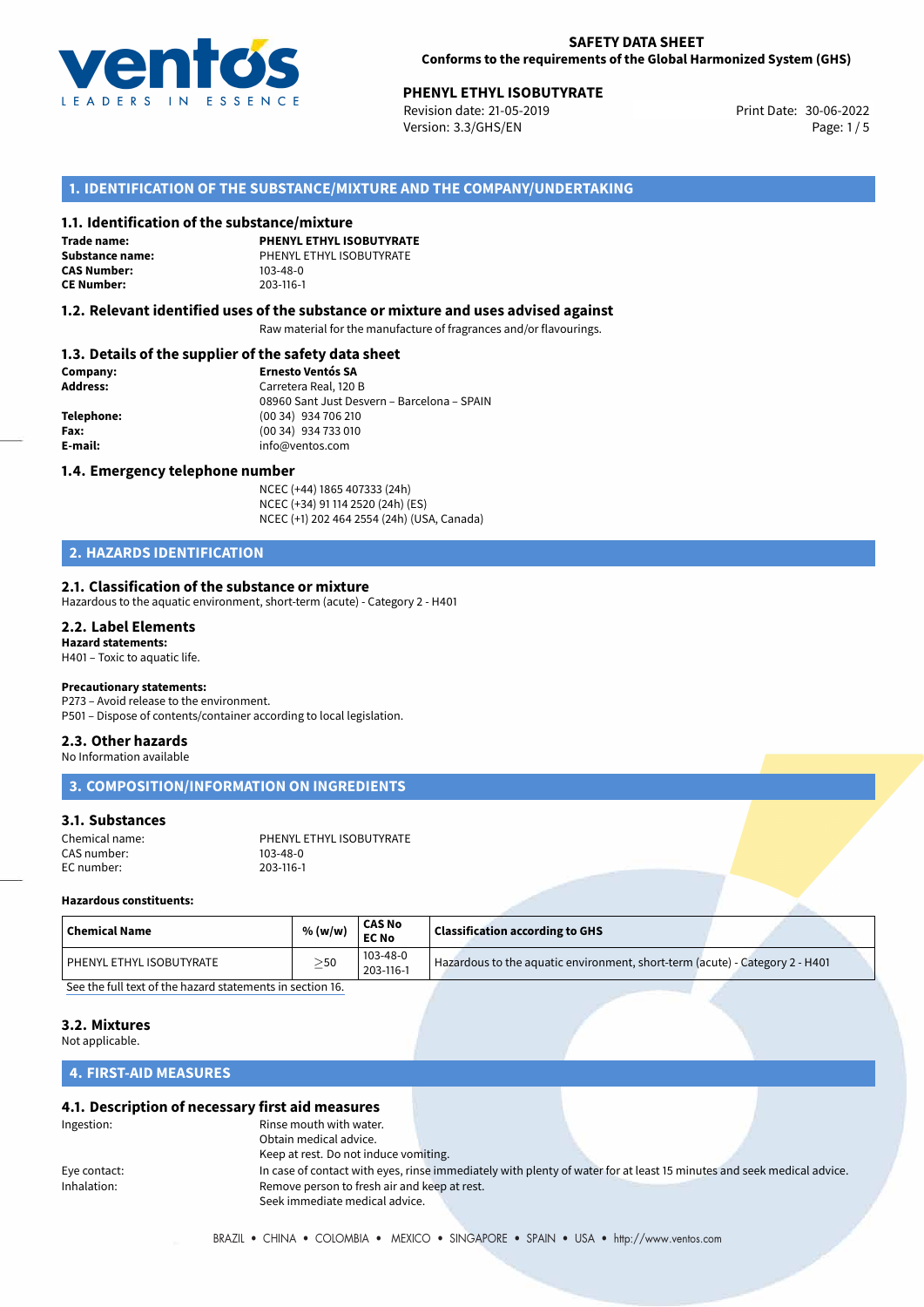**SAFETY DATA SHEET**
**Conforms to the requirements of the Global Harmonized System (GHS)**

**PHENYL ETHYL ISOBUTYRATE**
Revision date: 21-05-2019
Version: 3.3/GHS/EN
Print Date: 30-06-2022

## 1. IDENTIFICATION OF THE SUBSTANCE/MIXTURE AND THE COMPANY/UNDERTAKING

### 1.1. Identification of the substance/mixture

**Trade name:** **PHENYL ETHYL ISOBUTYRATE**
**Substance name:** PHENYL ETHYL ISOBUTYRATE
**CAS Number:** 103-48-0
**CE Number:** 203-116-1

### 1.2. Relevant identified uses of the substance or mixture and uses advised against

Raw material for the manufacture of fragrances and/or flavourings.

### 1.3. Details of the supplier of the safety data sheet

**Company:** **Ernesto Ventós SA**
**Address:** Carretera Real, 120 B
08960 Sant Just Desvern – Barcelona – SPAIN
**Telephone:** (00 34) 934 706 210
**Fax:** (00 34) 934 733 010
**E-mail:** info@ventos.com

### 1.4. Emergency telephone number

NCEC (+44) 1865 407333 (24h)
NCEC (+34) 91 114 2520 (24h) (ES)
NCEC (+1) 202 464 2554 (24h) (USA, Canada)

## 2. HAZARDS IDENTIFICATION

### 2.1. Classification of the substance or mixture

Hazardous to the aquatic environment, short-term (acute) - Category 2 - H401

### 2.2. Label Elements

**Hazard statements:**
H401 – Toxic to aquatic life.

**Precautionary statements:**
P273 – Avoid release to the environment.
P501 – Dispose of contents/container according to local legislation.

### 2.3. Other hazards

No Information available

## 3. COMPOSITION/INFORMATION ON INGREDIENTS

### 3.1. Substances

Chemical name: PHENYL ETHYL ISOBUTYRATE
CAS number: 103-48-0
EC number: 203-116-1

**Hazardous constituents:**

| Chemical Name | % (w/w) | CAS No<br>EC No | Classification according to GHS |
|---|---|---|---|
| PHENYL ETHYL ISOBUTYRATE | $\geq$50 | 103-48-0<br>203-116-1 | Hazardous to the aquatic environment, short-term (acute) - Category 2 - H401 |

See the full text of the hazard statements in section 16.

### 3.2. Mixtures

Not applicable.

## 4. FIRST-AID MEASURES

### 4.1. Description of necessary first aid measures

Ingestion: Rinse mouth with water.
Obtain medical advice.
Keep at rest. Do not induce vomiting.

Eye contact: In case of contact with eyes, rinse immediately with plenty of water for at least 15 minutes and seek medical advice.

Inhalation: Remove person to fresh air and keep at rest.
Seek immediate medical advice.

BRAZIL • CHINA • COLOMBIA • MEXICO • SINGAPORE • SPAIN • USA • http://www.ventos.com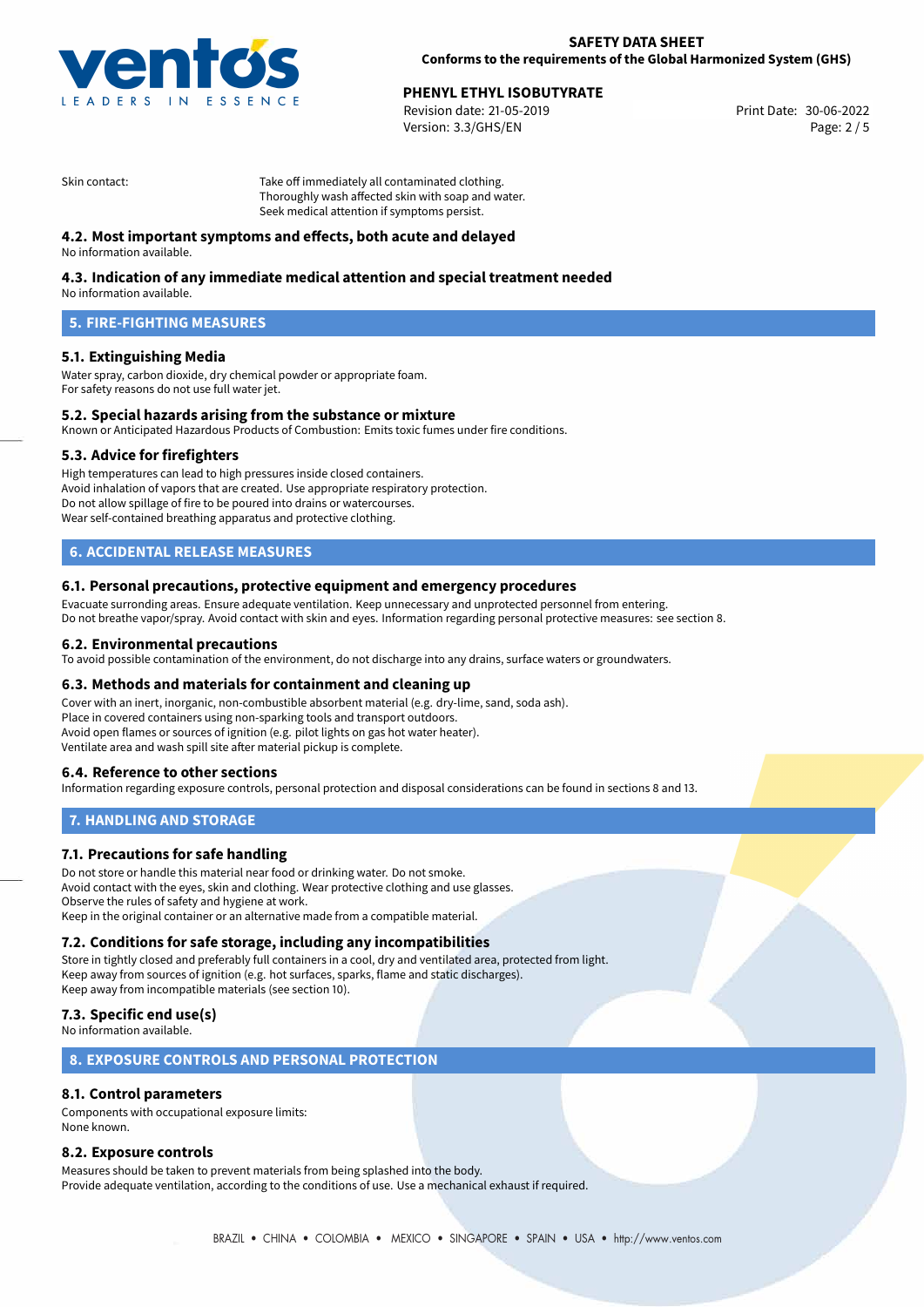Skin contact: Take off immediately all contaminated clothing.
Thoroughly wash affected skin with soap and water.
Seek medical attention if symptoms persist.

### 4.2. Most important symptoms and effects, both acute and delayed

No information available.

### 4.3. Indication of any immediate medical attention and special treatment needed

No information available.

## 5. FIRE-FIGHTING MEASURES

### 5.1. Extinguishing Media

Water spray, carbon dioxide, dry chemical powder or appropriate foam.
For safety reasons do not use full water jet.

### 5.2. Special hazards arising from the substance or mixture

Known or Anticipated Hazardous Products of Combustion: Emits toxic fumes under fire conditions.

### 5.3. Advice for firefighters

High temperatures can lead to high pressures inside closed containers.
Avoid inhalation of vapors that are created. Use appropriate respiratory protection.
Do not allow spillage of fire to be poured into drains or watercourses.
Wear self-contained breathing apparatus and protective clothing.

## 6. ACCIDENTAL RELEASE MEASURES

### 6.1. Personal precautions, protective equipment and emergency procedures

Evacuate surronding areas. Ensure adequate ventilation. Keep unnecessary and unprotected personnel from entering.
Do not breathe vapor/spray. Avoid contact with skin and eyes. Information regarding personal protective measures: see section 8.

### 6.2. Environmental precautions

To avoid possible contamination of the environment, do not discharge into any drains, surface waters or groundwaters.

### 6.3. Methods and materials for containment and cleaning up

Cover with an inert, inorganic, non-combustible absorbent material (e.g. dry-lime, sand, soda ash).
Place in covered containers using non-sparking tools and transport outdoors.
Avoid open flames or sources of ignition (e.g. pilot lights on gas hot water heater).
Ventilate area and wash spill site after material pickup is complete.

### 6.4. Reference to other sections

Information regarding exposure controls, personal protection and disposal considerations can be found in sections 8 and 13.

## 7. HANDLING AND STORAGE

### 7.1. Precautions for safe handling

Do not store or handle this material near food or drinking water. Do not smoke.
Avoid contact with the eyes, skin and clothing. Wear protective clothing and use glasses.
Observe the rules of safety and hygiene at work.
Keep in the original container or an alternative made from a compatible material.

### 7.2. Conditions for safe storage, including any incompatibilities

Store in tightly closed and preferably full containers in a cool, dry and ventilated area, protected from light.
Keep away from sources of ignition (e.g. hot surfaces, sparks, flame and static discharges).
Keep away from incompatible materials (see section 10).

### 7.3. Specific end use(s)

No information available.

## 8. EXPOSURE CONTROLS AND PERSONAL PROTECTION

### 8.1. Control parameters

Components with occupational exposure limits:
None known.

### 8.2. Exposure controls

Measures should be taken to prevent materials from being splashed into the body.
Provide adequate ventilation, according to the conditions of use. Use a mechanical exhaust if required.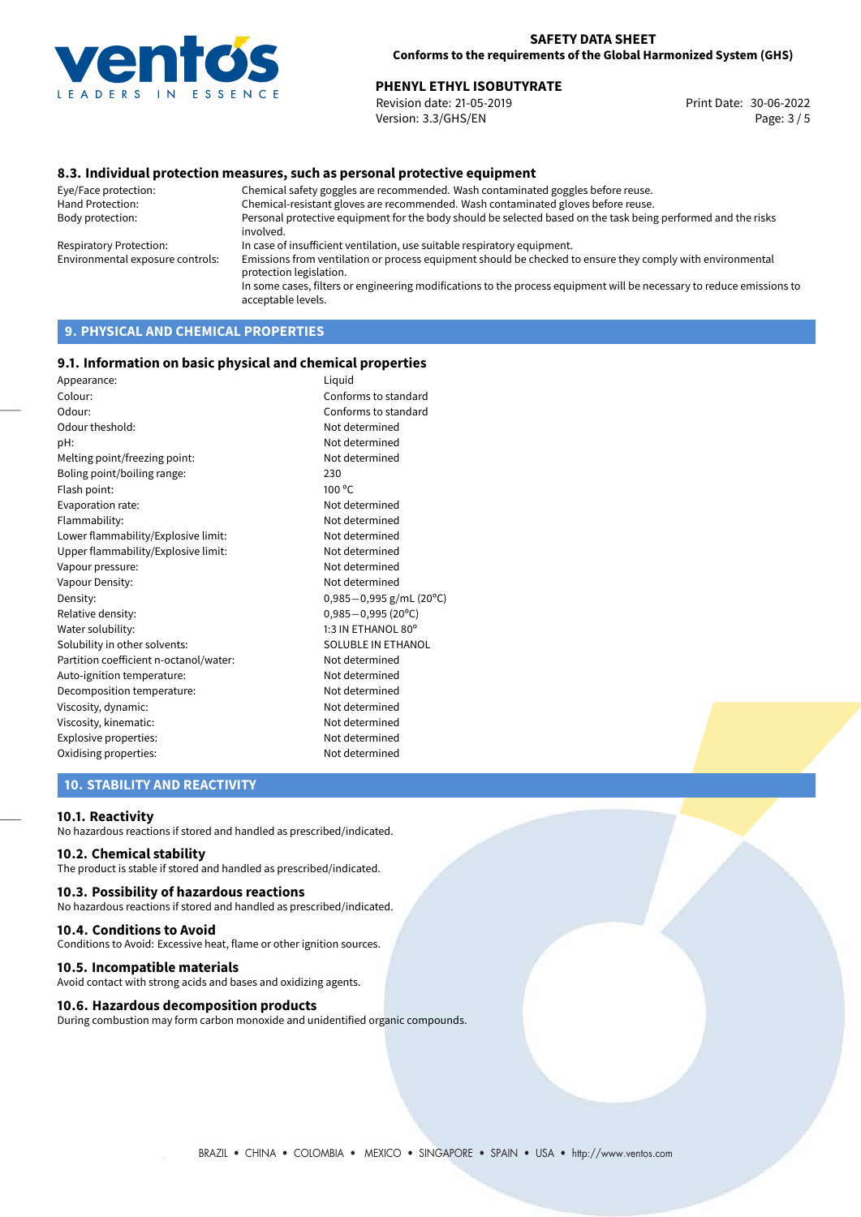## 8.3. Individual protection measures, such as personal protective equipment

| | |
|---|---|
| Eye/Face protection: | Chemical safety goggles are recommended. Wash contaminated goggles before reuse. |
| Hand Protection: | Chemical-resistant gloves are recommended. Wash contaminated gloves before reuse. |
| Body protection: | Personal protective equipment for the body should be selected based on the task being performed and the risks involved. |
| Respiratory Protection: | In case of insufficient ventilation, use suitable respiratory equipment. |
| Environmental exposure controls: | Emissions from ventilation or process equipment should be checked to ensure they comply with environmental protection legislation. In some cases, filters or engineering modifications to the process equipment will be necessary to reduce emissions to acceptable levels. |

# 9. PHYSICAL AND CHEMICAL PROPERTIES

## 9.1. Information on basic physical and chemical properties

| | |
|---|---|
| Appearance: | Liquid |
| Colour: | Conforms to standard |
| Odour: | Conforms to standard |
| Odour theshold: | Not determined |
| pH: | Not determined |
| Melting point/freezing point: | Not determined |
| Boling point/boiling range: | 230 |
| Flash point: | 100 °C |
| Evaporation rate: | Not determined |
| Flammability: | Not determined |
| Lower flammability/Explosive limit: | Not determined |
| Upper flammability/Explosive limit: | Not determined |
| Vapour pressure: | Not determined |
| Vapour Density: | Not determined |
| Density: | 0,985−0,995 g/mL (20°C) |
| Relative density: | 0,985−0,995 (20°C) |
| Water solubility: | 1:3 IN ETHANOL 80° |
| Solubility in other solvents: | SOLUBLE IN ETHANOL |
| Partition coefficient n-octanol/water: | Not determined |
| Auto-ignition temperature: | Not determined |
| Decomposition temperature: | Not determined |
| Viscosity, dynamic: | Not determined |
| Viscosity, kinematic: | Not determined |
| Explosive properties: | Not determined |
| Oxidising properties: | Not determined |

# 10. STABILITY AND REACTIVITY

## 10.1. Reactivity

No hazardous reactions if stored and handled as prescribed/indicated.

## 10.2. Chemical stability

The product is stable if stored and handled as prescribed/indicated.

## 10.3. Possibility of hazardous reactions

No hazardous reactions if stored and handled as prescribed/indicated.

## 10.4. Conditions to Avoid

Conditions to Avoid: Excessive heat, flame or other ignition sources.

## 10.5. Incompatible materials

Avoid contact with strong acids and bases and oxidizing agents.

## 10.6. Hazardous decomposition products

During combustion may form carbon monoxide and unidentified organic compounds.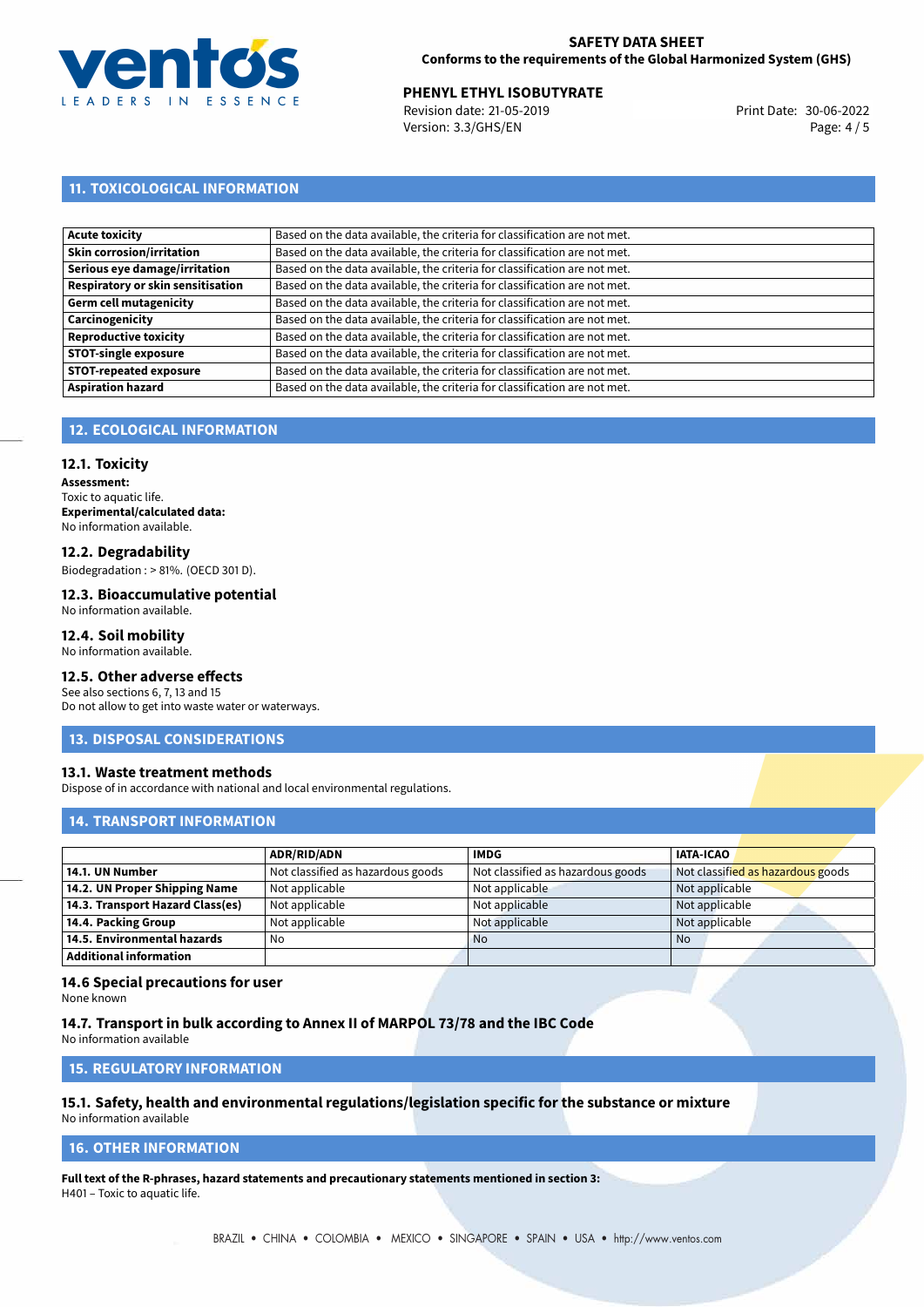## 11. TOXICOLOGICAL INFORMATION

| | |
|---|---|
| **Acute toxicity** | Based on the data available, the criteria for classification are not met. |
| **Skin corrosion/irritation** | Based on the data available, the criteria for classification are not met. |
| **Serious eye damage/irritation** | Based on the data available, the criteria for classification are not met. |
| **Respiratory or skin sensitisation** | Based on the data available, the criteria for classification are not met. |
| **Germ cell mutagenicity** | Based on the data available, the criteria for classification are not met. |
| **Carcinogenicity** | Based on the data available, the criteria for classification are not met. |
| **Reproductive toxicity** | Based on the data available, the criteria for classification are not met. |
| **STOT-single exposure** | Based on the data available, the criteria for classification are not met. |
| **STOT-repeated exposure** | Based on the data available, the criteria for classification are not met. |
| **Aspiration hazard** | Based on the data available, the criteria for classification are not met. |

## 12. ECOLOGICAL INFORMATION

### 12.1. Toxicity

**Assessment:**
Toxic to aquatic life.
**Experimental/calculated data:**
No information available.

### 12.2. Degradability

Biodegradation : > 81%. (OECD 301 D).

### 12.3. Bioaccumulative potential

No information available.

### 12.4. Soil mobility

No information available.

### 12.5. Other adverse effects

See also sections 6, 7, 13 and 15
Do not allow to get into waste water or waterways.

## 13. DISPOSAL CONSIDERATIONS

### 13.1. Waste treatment methods

Dispose of in accordance with national and local environmental regulations.

## 14. TRANSPORT INFORMATION

| | ADR/RID/ADN | IMDG | IATA-ICAO |
|---|---|---|---|
| **14.1. UN Number** | Not classified as hazardous goods | Not classified as hazardous goods | Not classified as hazardous goods |
| **14.2. UN Proper Shipping Name** | Not applicable | Not applicable | Not applicable |
| **14.3. Transport Hazard Class(es)** | Not applicable | Not applicable | Not applicable |
| **14.4. Packing Group** | Not applicable | Not applicable | Not applicable |
| **14.5. Environmental hazards** | No | No | No |
| **Additional information** | | | |

### 14.6 Special precautions for user

None known

### 14.7. Transport in bulk according to Annex II of MARPOL 73/78 and the IBC Code

No information available

## 15. REGULATORY INFORMATION

### 15.1. Safety, health and environmental regulations/legislation specific for the substance or mixture

No information available

## 16. OTHER INFORMATION

**Full text of the R-phrases, hazard statements and precautionary statements mentioned in section 3:**
H401 – Toxic to aquatic life.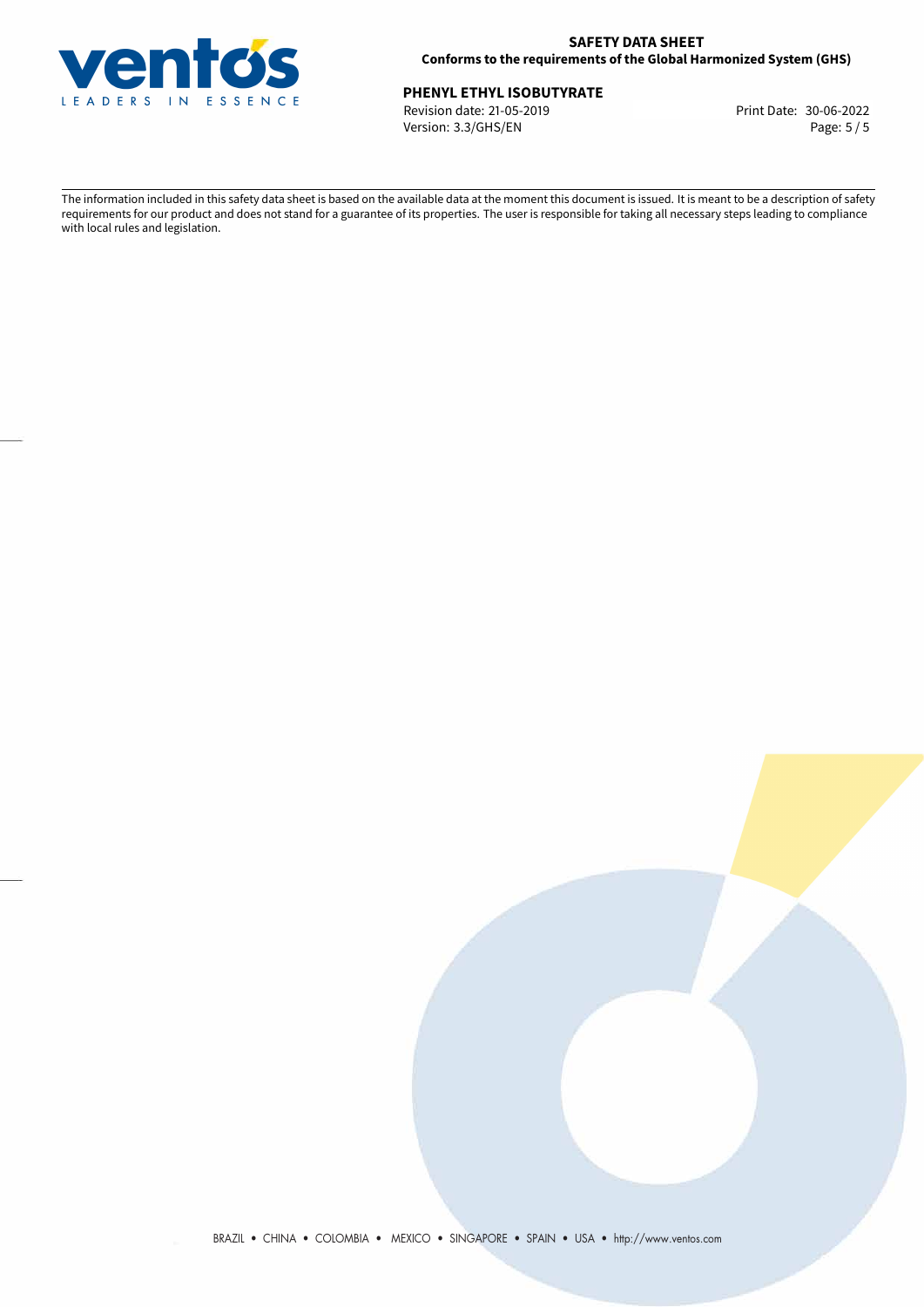The information included in this safety data sheet is based on the available data at the moment this document is issued. It is meant to be a description of safety requirements for our product and does not stand for a guarantee of its properties. The user is responsible for taking all necessary steps leading to compliance with local rules and legislation.